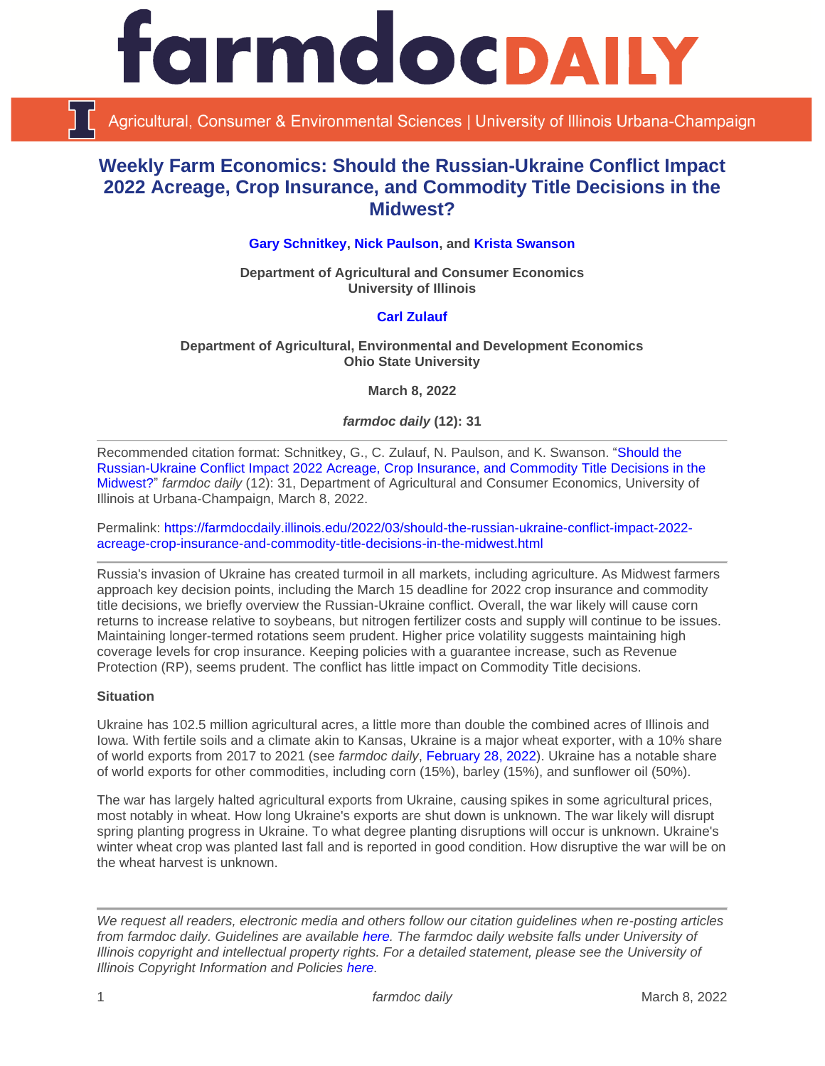# farmdoc DAILY

Agricultural, Consumer & Environmental Sciences | University of Illinois Urbana-Champaign

## Weekly Farm Economics: Should the Russian-Ukraine Conflict Impact 2022 Acreage, Crop Insurance, and Commodity Title Decisions in the Midwest?

**Gary Schnitkey, Nick Paulson, and Krista Swanson**

**Department of Agricultural and Consumer Economics**
**University of Illinois**

**Carl Zulauf**

**Department of Agricultural, Environmental and Development Economics**
**Ohio State University**

**March 8, 2022**

***farmdoc daily* (12): 31**

---

Recommended citation format: Schnitkey, G., C. Zulauf, N. Paulson, and K. Swanson. "Should the Russian-Ukraine Conflict Impact 2022 Acreage, Crop Insurance, and Commodity Title Decisions in the Midwest?" *farmdoc daily* (12): 31, Department of Agricultural and Consumer Economics, University of Illinois at Urbana-Champaign, March 8, 2022.

Permalink: https://farmdocdaily.illinois.edu/2022/03/should-the-russian-ukraine-conflict-impact-2022-acreage-crop-insurance-and-commodity-title-decisions-in-the-midwest.html

---

Russia's invasion of Ukraine has created turmoil in all markets, including agriculture. As Midwest farmers approach key decision points, including the March 15 deadline for 2022 crop insurance and commodity title decisions, we briefly overview the Russian-Ukraine conflict. Overall, the war likely will cause corn returns to increase relative to soybeans, but nitrogen fertilizer costs and supply will continue to be issues. Maintaining longer-termed rotations seem prudent. Higher price volatility suggests maintaining high coverage levels for crop insurance. Keeping policies with a guarantee increase, such as Revenue Protection (RP), seems prudent. The conflict has little impact on Commodity Title decisions.

### Situation

Ukraine has 102.5 million agricultural acres, a little more than double the combined acres of Illinois and Iowa. With fertile soils and a climate akin to Kansas, Ukraine is a major wheat exporter, with a 10% share of world exports from 2017 to 2021 (see *farmdoc daily*, February 28, 2022). Ukraine has a notable share of world exports for other commodities, including corn (15%), barley (15%), and sunflower oil (50%).

The war has largely halted agricultural exports from Ukraine, causing spikes in some agricultural prices, most notably in wheat. How long Ukraine's exports are shut down is unknown. The war likely will disrupt spring planting progress in Ukraine. To what degree planting disruptions will occur is unknown. Ukraine's winter wheat crop was planted last fall and is reported in good condition. How disruptive the war will be on the wheat harvest is unknown.

---

*We request all readers, electronic media and others follow our citation guidelines when re-posting articles from farmdoc daily. Guidelines are available here. The farmdoc daily website falls under University of Illinois copyright and intellectual property rights. For a detailed statement, please see the University of Illinois Copyright Information and Policies here.*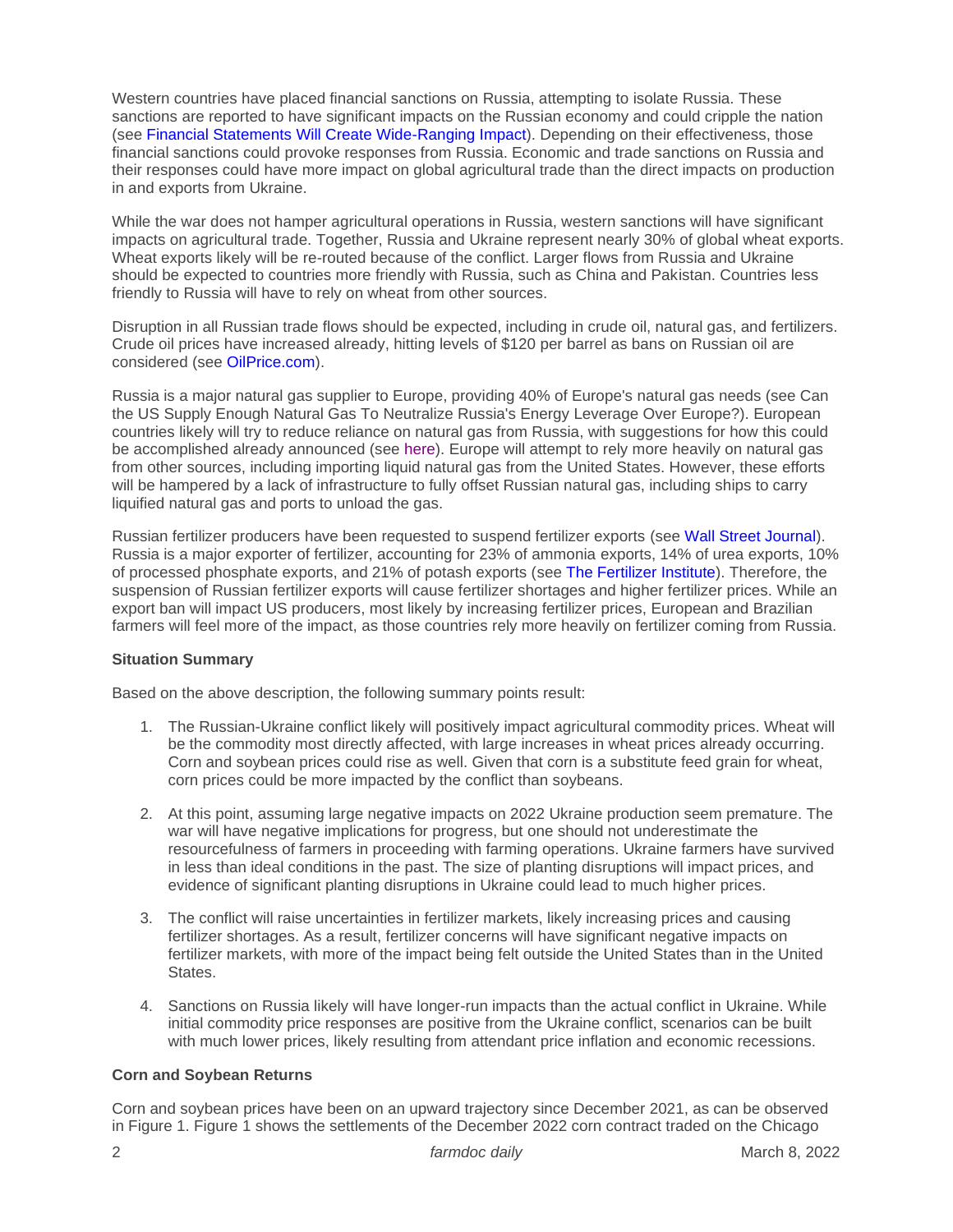Western countries have placed financial sanctions on Russia, attempting to isolate Russia. These sanctions are reported to have significant impacts on the Russian economy and could cripple the nation (see Financial Statements Will Create Wide-Ranging Impact). Depending on their effectiveness, those financial sanctions could provoke responses from Russia. Economic and trade sanctions on Russia and their responses could have more impact on global agricultural trade than the direct impacts on production in and exports from Ukraine.

While the war does not hamper agricultural operations in Russia, western sanctions will have significant impacts on agricultural trade. Together, Russia and Ukraine represent nearly 30% of global wheat exports. Wheat exports likely will be re-routed because of the conflict. Larger flows from Russia and Ukraine should be expected to countries more friendly with Russia, such as China and Pakistan. Countries less friendly to Russia will have to rely on wheat from other sources.

Disruption in all Russian trade flows should be expected, including in crude oil, natural gas, and fertilizers. Crude oil prices have increased already, hitting levels of $120 per barrel as bans on Russian oil are considered (see OilPrice.com).

Russia is a major natural gas supplier to Europe, providing 40% of Europe's natural gas needs (see Can the US Supply Enough Natural Gas To Neutralize Russia's Energy Leverage Over Europe?). European countries likely will try to reduce reliance on natural gas from Russia, with suggestions for how this could be accomplished already announced (see here). Europe will attempt to rely more heavily on natural gas from other sources, including importing liquid natural gas from the United States. However, these efforts will be hampered by a lack of infrastructure to fully offset Russian natural gas, including ships to carry liquified natural gas and ports to unload the gas.

Russian fertilizer producers have been requested to suspend fertilizer exports (see Wall Street Journal). Russia is a major exporter of fertilizer, accounting for 23% of ammonia exports, 14% of urea exports, 10% of processed phosphate exports, and 21% of potash exports (see The Fertilizer Institute). Therefore, the suspension of Russian fertilizer exports will cause fertilizer shortages and higher fertilizer prices. While an export ban will impact US producers, most likely by increasing fertilizer prices, European and Brazilian farmers will feel more of the impact, as those countries rely more heavily on fertilizer coming from Russia.

**Situation Summary**

Based on the above description, the following summary points result:

1. The Russian-Ukraine conflict likely will positively impact agricultural commodity prices. Wheat will be the commodity most directly affected, with large increases in wheat prices already occurring. Corn and soybean prices could rise as well. Given that corn is a substitute feed grain for wheat, corn prices could be more impacted by the conflict than soybeans.

2. At this point, assuming large negative impacts on 2022 Ukraine production seem premature. The war will have negative implications for progress, but one should not underestimate the resourcefulness of farmers in proceeding with farming operations. Ukraine farmers have survived in less than ideal conditions in the past. The size of planting disruptions will impact prices, and evidence of significant planting disruptions in Ukraine could lead to much higher prices.

3. The conflict will raise uncertainties in fertilizer markets, likely increasing prices and causing fertilizer shortages. As a result, fertilizer concerns will have significant negative impacts on fertilizer markets, with more of the impact being felt outside the United States than in the United States.

4. Sanctions on Russia likely will have longer-run impacts than the actual conflict in Ukraine. While initial commodity price responses are positive from the Ukraine conflict, scenarios can be built with much lower prices, likely resulting from attendant price inflation and economic recessions.

**Corn and Soybean Returns**

Corn and soybean prices have been on an upward trajectory since December 2021, as can be observed in Figure 1. Figure 1 shows the settlements of the December 2022 corn contract traded on the Chicago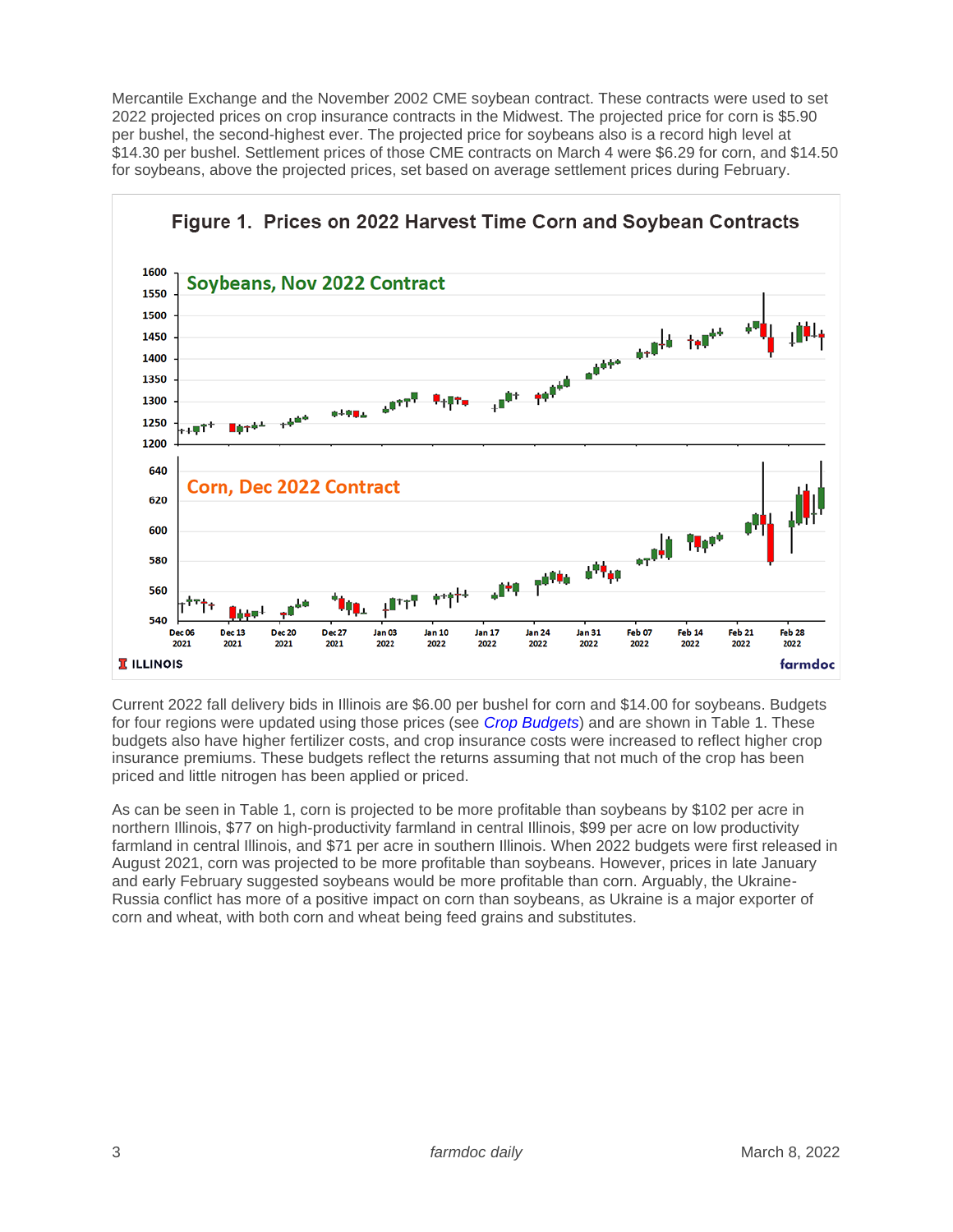Mercantile Exchange and the November 2002 CME soybean contract. These contracts were used to set 2022 projected prices on crop insurance contracts in the Midwest. The projected price for corn is $5.90 per bushel, the second-highest ever. The projected price for soybeans also is a record high level at $14.30 per bushel. Settlement prices of those CME contracts on March 4 were $6.29 for corn, and $14.50 for soybeans, above the projected prices, set based on average settlement prices during February.

**Figure 1. Prices on 2022 Harvest Time Corn and Soybean Contracts**

Current 2022 fall delivery bids in Illinois are $6.00 per bushel for corn and $14.00 for soybeans. Budgets for four regions were updated using those prices (see *Crop Budgets*) and are shown in Table 1. These budgets also have higher fertilizer costs, and crop insurance costs were increased to reflect higher crop insurance premiums. These budgets reflect the returns assuming that not much of the crop has been priced and little nitrogen has been applied or priced.

As can be seen in Table 1, corn is projected to be more profitable than soybeans by $102 per acre in northern Illinois, $77 on high-productivity farmland in central Illinois, $99 per acre on low productivity farmland in central Illinois, and $71 per acre in southern Illinois. When 2022 budgets were first released in August 2021, corn was projected to be more profitable than soybeans. However, prices in late January and early February suggested soybeans would be more profitable than corn. Arguably, the Ukraine-Russia conflict has more of a positive impact on corn than soybeans, as Ukraine is a major exporter of corn and wheat, with both corn and wheat being feed grains and substitutes.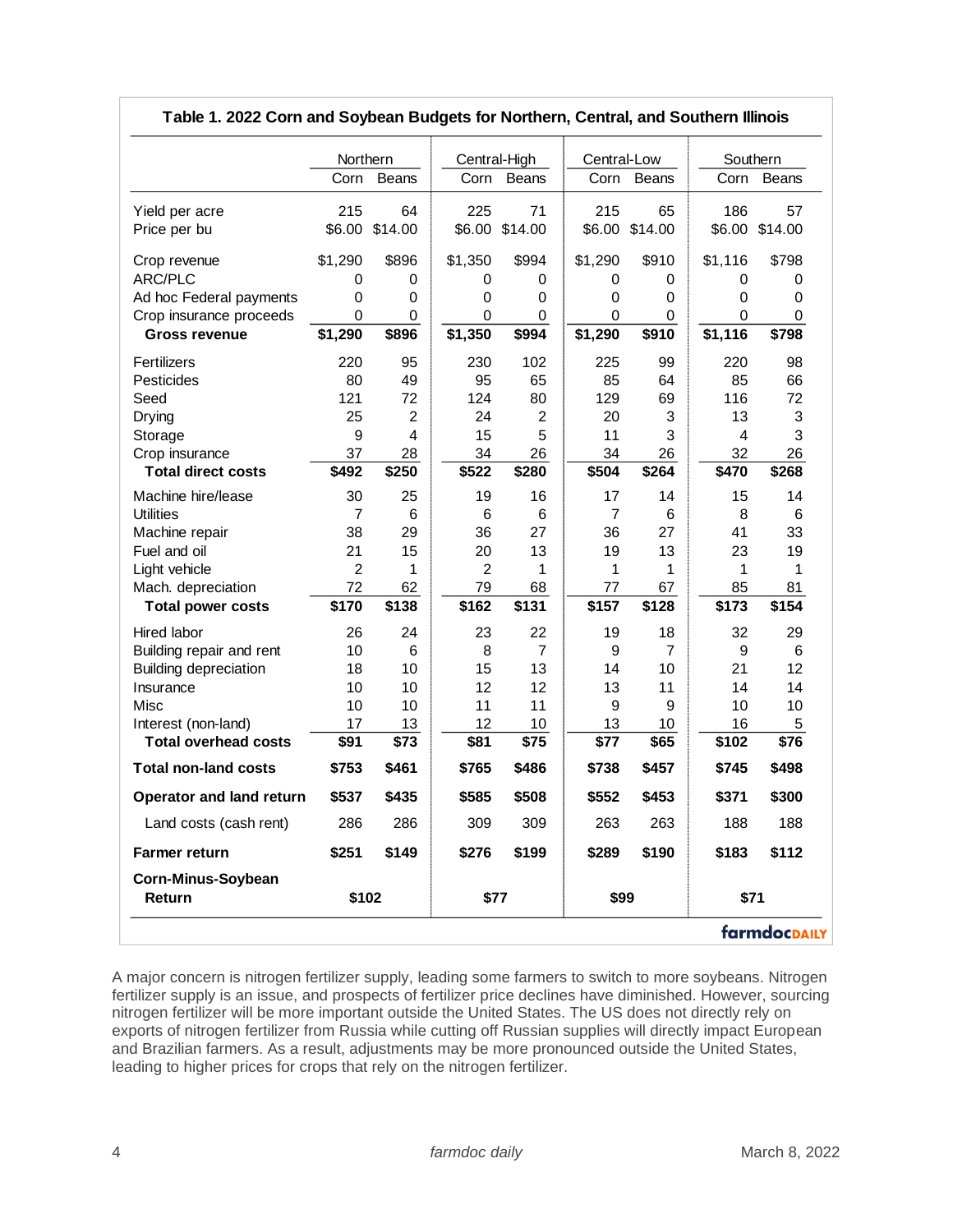**Table 1. 2022 Corn and Soybean Budgets for Northern, Central, and Southern Illinois**

| | Northern | | Central-High | | Central-Low | | Southern | |
|---|---|---|---|---|---|---|---|---|
| | Corn | Beans | Corn | Beans | Corn | Beans | Corn | Beans |
| Yield per acre | 215 | 64 | 225 | 71 | 215 | 65 | 186 | 57 |
| Price per bu | $6.00 | $14.00 | $6.00 | $14.00 | $6.00 | $14.00 | $6.00 | $14.00 |
| Crop revenue | $1,290 | $896 | $1,350 | $994 | $1,290 | $910 | $1,116 | $798 |
| ARC/PLC | 0 | 0 | 0 | 0 | 0 | 0 | 0 | 0 |
| Ad hoc Federal payments | 0 | 0 | 0 | 0 | 0 | 0 | 0 | 0 |
| Crop insurance proceeds | 0 | 0 | 0 | 0 | 0 | 0 | 0 | 0 |
| **Gross revenue** | **$1,290** | **$896** | **$1,350** | **$994** | **$1,290** | **$910** | **$1,116** | **$798** |
| Fertilizers | 220 | 95 | 230 | 102 | 225 | 99 | 220 | 98 |
| Pesticides | 80 | 49 | 95 | 65 | 85 | 64 | 85 | 66 |
| Seed | 121 | 72 | 124 | 80 | 129 | 69 | 116 | 72 |
| Drying | 25 | 2 | 24 | 2 | 20 | 3 | 13 | 3 |
| Storage | 9 | 4 | 15 | 5 | 11 | 3 | 4 | 3 |
| Crop insurance | 37 | 28 | 34 | 26 | 34 | 26 | 32 | 26 |
| **Total direct costs** | **$492** | **$250** | **$522** | **$280** | **$504** | **$264** | **$470** | **$268** |
| Machine hire/lease | 30 | 25 | 19 | 16 | 17 | 14 | 15 | 14 |
| Utilities | 7 | 6 | 6 | 6 | 7 | 6 | 8 | 6 |
| Machine repair | 38 | 29 | 36 | 27 | 36 | 27 | 41 | 33 |
| Fuel and oil | 21 | 15 | 20 | 13 | 19 | 13 | 23 | 19 |
| Light vehicle | 2 | 1 | 2 | 1 | 1 | 1 | 1 | 1 |
| Mach. depreciation | 72 | 62 | 79 | 68 | 77 | 67 | 85 | 81 |
| **Total power costs** | **$170** | **$138** | **$162** | **$131** | **$157** | **$128** | **$173** | **$154** |
| Hired labor | 26 | 24 | 23 | 22 | 19 | 18 | 32 | 29 |
| Building repair and rent | 10 | 6 | 8 | 7 | 9 | 7 | 9 | 6 |
| Building depreciation | 18 | 10 | 15 | 13 | 14 | 10 | 21 | 12 |
| Insurance | 10 | 10 | 12 | 12 | 13 | 11 | 14 | 14 |
| Misc | 10 | 10 | 11 | 11 | 9 | 9 | 10 | 10 |
| Interest (non-land) | 17 | 13 | 12 | 10 | 13 | 10 | 16 | 5 |
| **Total overhead costs** | **$91** | **$73** | **$81** | **$75** | **$77** | **$65** | **$102** | **$76** |
| **Total non-land costs** | **$753** | **$461** | **$765** | **$486** | **$738** | **$457** | **$745** | **$498** |
| **Operator and land return** | **$537** | **$435** | **$585** | **$508** | **$552** | **$453** | **$371** | **$300** |
| Land costs (cash rent) | 286 | 286 | 309 | 309 | 263 | 263 | 188 | 188 |
| **Farmer return** | **$251** | **$149** | **$276** | **$199** | **$289** | **$190** | **$183** | **$112** |
| **Corn-Minus-Soybean Return** | **$102** | | **$77** | | **$99** | | **$71** | |

farmdoc DAILY

A major concern is nitrogen fertilizer supply, leading some farmers to switch to more soybeans. Nitrogen fertilizer supply is an issue, and prospects of fertilizer price declines have diminished. However, sourcing nitrogen fertilizer will be more important outside the United States. The US does not directly rely on exports of nitrogen fertilizer from Russia while cutting off Russian supplies will directly impact European and Brazilian farmers. As a result, adjustments may be more pronounced outside the United States, leading to higher prices for crops that rely on the nitrogen fertilizer.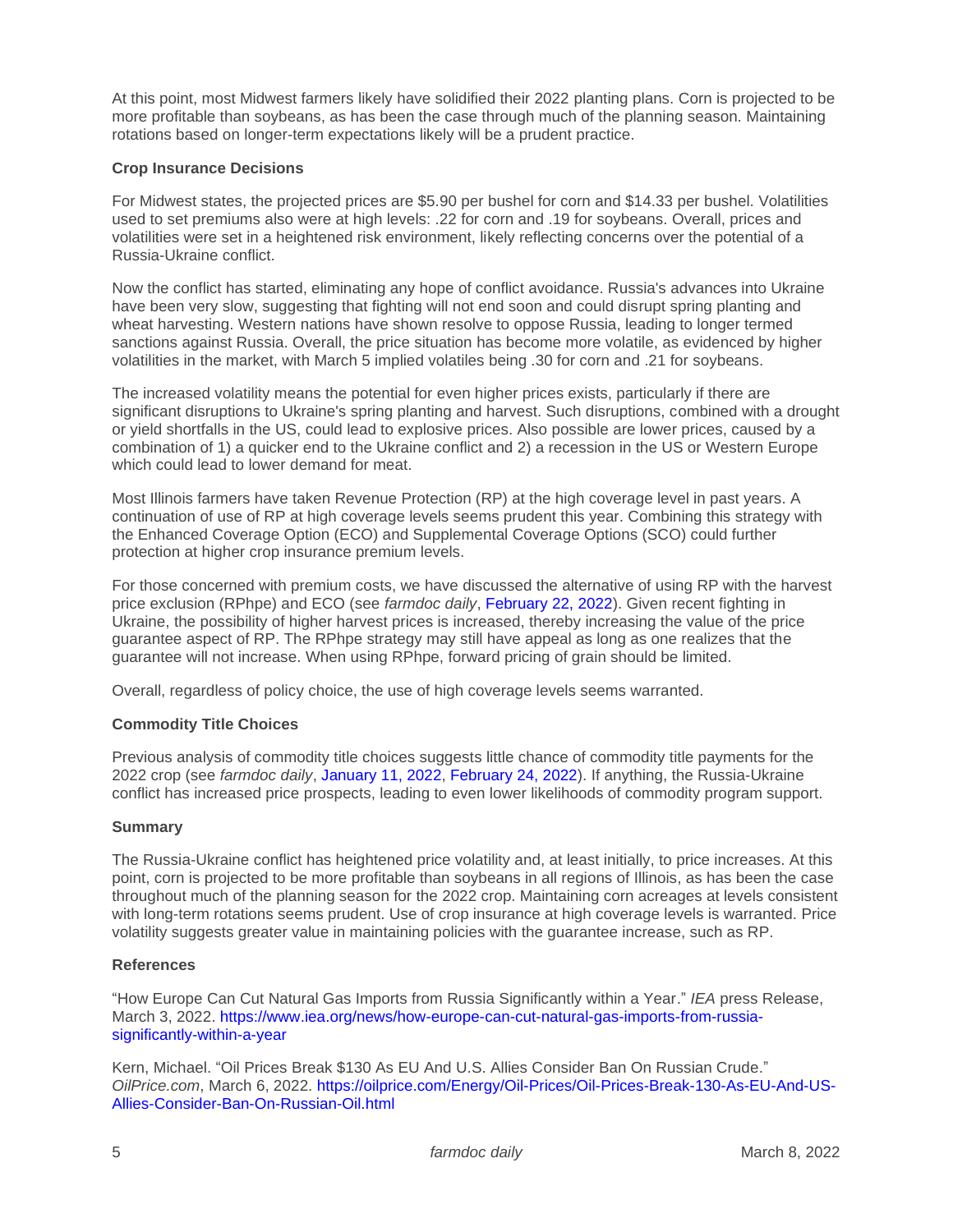At this point, most Midwest farmers likely have solidified their 2022 planting plans. Corn is projected to be more profitable than soybeans, as has been the case through much of the planning season. Maintaining rotations based on longer-term expectations likely will be a prudent practice.

**Crop Insurance Decisions**

For Midwest states, the projected prices are $5.90 per bushel for corn and $14.33 per bushel. Volatilities used to set premiums also were at high levels: .22 for corn and .19 for soybeans. Overall, prices and volatilities were set in a heightened risk environment, likely reflecting concerns over the potential of a Russia-Ukraine conflict.

Now the conflict has started, eliminating any hope of conflict avoidance. Russia's advances into Ukraine have been very slow, suggesting that fighting will not end soon and could disrupt spring planting and wheat harvesting. Western nations have shown resolve to oppose Russia, leading to longer termed sanctions against Russia. Overall, the price situation has become more volatile, as evidenced by higher volatilities in the market, with March 5 implied volatiles being .30 for corn and .21 for soybeans.

The increased volatility means the potential for even higher prices exists, particularly if there are significant disruptions to Ukraine's spring planting and harvest. Such disruptions, combined with a drought or yield shortfalls in the US, could lead to explosive prices. Also possible are lower prices, caused by a combination of 1) a quicker end to the Ukraine conflict and 2) a recession in the US or Western Europe which could lead to lower demand for meat.

Most Illinois farmers have taken Revenue Protection (RP) at the high coverage level in past years. A continuation of use of RP at high coverage levels seems prudent this year. Combining this strategy with the Enhanced Coverage Option (ECO) and Supplemental Coverage Options (SCO) could further protection at higher crop insurance premium levels.

For those concerned with premium costs, we have discussed the alternative of using RP with the harvest price exclusion (RPhpe) and ECO (see *farmdoc daily*, February 22, 2022). Given recent fighting in Ukraine, the possibility of higher harvest prices is increased, thereby increasing the value of the price guarantee aspect of RP. The RPhpe strategy may still have appeal as long as one realizes that the guarantee will not increase. When using RPhpe, forward pricing of grain should be limited.

Overall, regardless of policy choice, the use of high coverage levels seems warranted.

**Commodity Title Choices**

Previous analysis of commodity title choices suggests little chance of commodity title payments for the 2022 crop (see *farmdoc daily*, January 11, 2022, February 24, 2022). If anything, the Russia-Ukraine conflict has increased price prospects, leading to even lower likelihoods of commodity program support.

**Summary**

The Russia-Ukraine conflict has heightened price volatility and, at least initially, to price increases. At this point, corn is projected to be more profitable than soybeans in all regions of Illinois, as has been the case throughout much of the planning season for the 2022 crop. Maintaining corn acreages at levels consistent with long-term rotations seems prudent. Use of crop insurance at high coverage levels is warranted. Price volatility suggests greater value in maintaining policies with the guarantee increase, such as RP.

**References**

"How Europe Can Cut Natural Gas Imports from Russia Significantly within a Year." *IEA* press Release, March 3, 2022. https://www.iea.org/news/how-europe-can-cut-natural-gas-imports-from-russia-significantly-within-a-year

Kern, Michael. "Oil Prices Break $130 As EU And U.S. Allies Consider Ban On Russian Crude." *OilPrice.com*, March 6, 2022. https://oilprice.com/Energy/Oil-Prices/Oil-Prices-Break-130-As-EU-And-US-Allies-Consider-Ban-On-Russian-Oil.html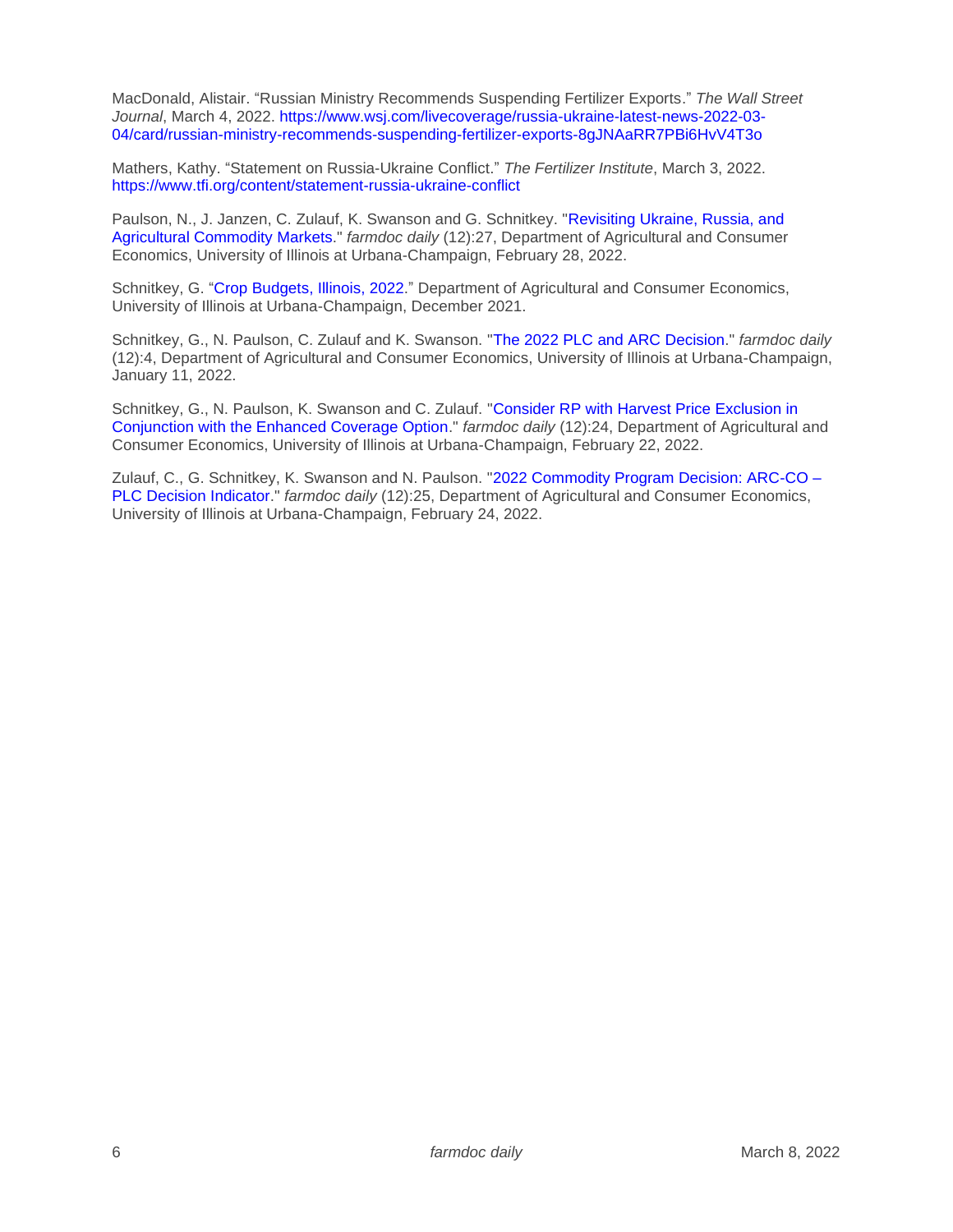MacDonald, Alistair. “Russian Ministry Recommends Suspending Fertilizer Exports.” *The Wall Street Journal*, March 4, 2022. https://www.wsj.com/livecoverage/russia-ukraine-latest-news-2022-03-04/card/russian-ministry-recommends-suspending-fertilizer-exports-8gJNAaRR7PBi6HvV4T3o

Mathers, Kathy. “Statement on Russia-Ukraine Conflict.” *The Fertilizer Institute*, March 3, 2022. https://www.tfi.org/content/statement-russia-ukraine-conflict

Paulson, N., J. Janzen, C. Zulauf, K. Swanson and G. Schnitkey. "Revisiting Ukraine, Russia, and Agricultural Commodity Markets." *farmdoc daily* (12):27, Department of Agricultural and Consumer Economics, University of Illinois at Urbana-Champaign, February 28, 2022.

Schnitkey, G. “Crop Budgets, Illinois, 2022.” Department of Agricultural and Consumer Economics, University of Illinois at Urbana-Champaign, December 2021.

Schnitkey, G., N. Paulson, C. Zulauf and K. Swanson. "The 2022 PLC and ARC Decision." *farmdoc daily* (12):4, Department of Agricultural and Consumer Economics, University of Illinois at Urbana-Champaign, January 11, 2022.

Schnitkey, G., N. Paulson, K. Swanson and C. Zulauf. "Consider RP with Harvest Price Exclusion in Conjunction with the Enhanced Coverage Option." *farmdoc daily* (12):24, Department of Agricultural and Consumer Economics, University of Illinois at Urbana-Champaign, February 22, 2022.

Zulauf, C., G. Schnitkey, K. Swanson and N. Paulson. "2022 Commodity Program Decision: ARC-CO – PLC Decision Indicator." *farmdoc daily* (12):25, Department of Agricultural and Consumer Economics, University of Illinois at Urbana-Champaign, February 24, 2022.